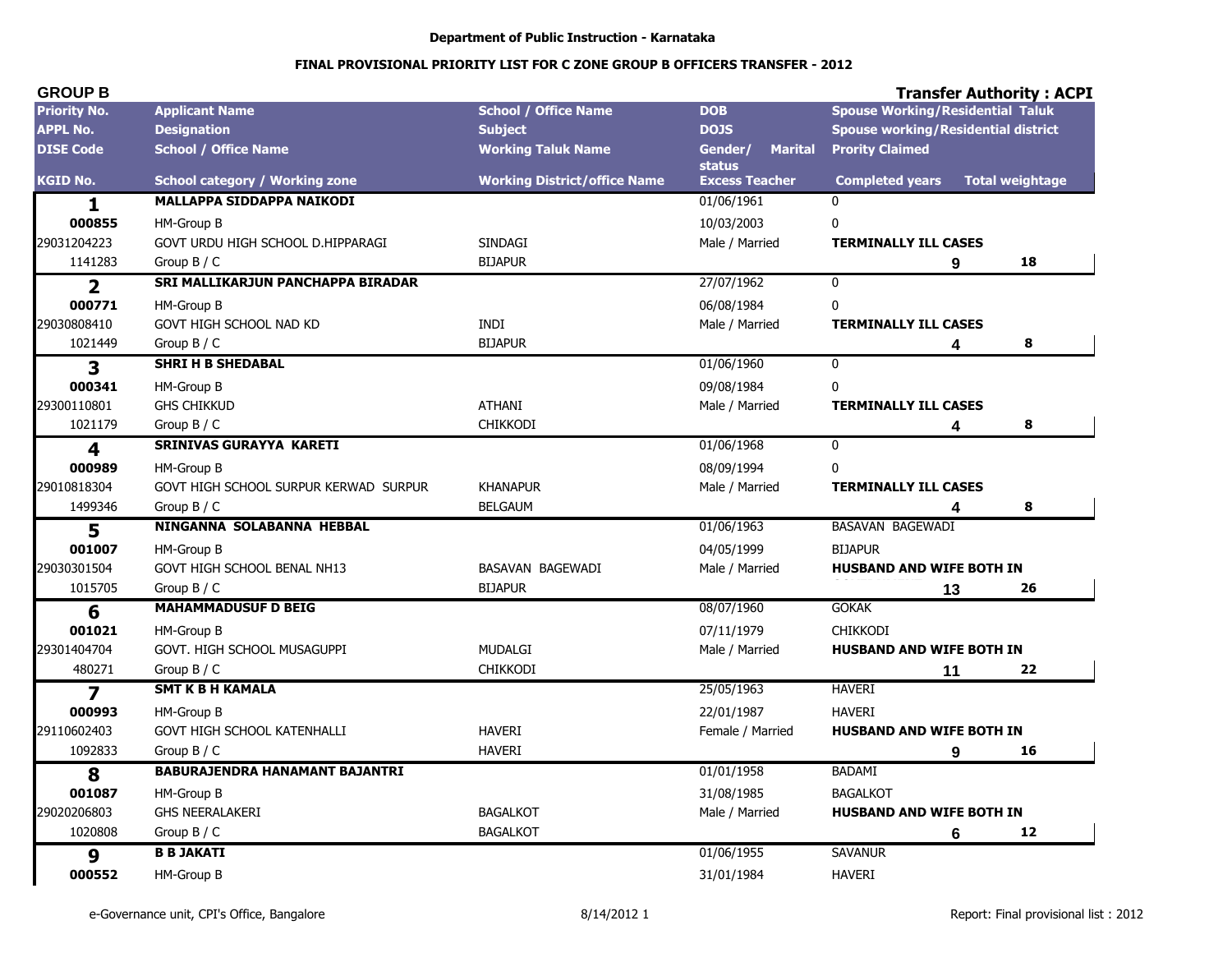**Department of Public Instruction - Karnataka**

**FINAL PROVISIONAL PRIORITY LIST FOR C ZONE GROUP B OFFICERS TRANSFER - 2012**

**GROUP B** **Transfer Authority : ACPI**

| Priority No. / APPL No. / DISE Code / KGID No. | Applicant Name / Designation / School / Office Name / School category / Working zone | School / Office Name / Subject / Working Taluk Name / Working District/office Name | DOB / DOJS / Gender/ Marital status / Excess Teacher | Spouse Working/Residential Taluk / Spouse working/Residential district / Prority Claimed / Completed years | Total weightage |
|---|---|---|---|---|---|
| **1** | **MALLAPPA SIDDAPPA NAIKODI** | | 01/06/1961 | 0 | |
| **000855** | HM-Group B | | 10/03/2003 | 0 | |
| 29031204223 | GOVT URDU HIGH SCHOOL D.HIPPARAGI | SINDAGI | Male / Married | **TERMINALLY ILL CASES** | |
| 1141283 | Group B / C | BIJAPUR | | **9** | **18** |
| **2** | **SRI MALLIKARJUN PANCHAPPA BIRADAR** | | 27/07/1962 | 0 | |
| **000771** | HM-Group B | | 06/08/1984 | 0 | |
| 29030808410 | GOVT HIGH SCHOOL NAD KD | INDI | Male / Married | **TERMINALLY ILL CASES** | |
| 1021449 | Group B / C | BIJAPUR | | **4** | **8** |
| **3** | **SHRI H B SHEDABAL** | | 01/06/1960 | 0 | |
| **000341** | HM-Group B | | 09/08/1984 | 0 | |
| 29300110801 | GHS CHIKKUD | ATHANI | Male / Married | **TERMINALLY ILL CASES** | |
| 1021179 | Group B / C | CHIKKODI | | **4** | **8** |
| **4** | **SRINIVAS GURAYYA KARETI** | | 01/06/1968 | 0 | |
| **000989** | HM-Group B | | 08/09/1994 | 0 | |
| 29010818304 | GOVT HIGH SCHOOL SURPUR KERWAD SURPUR | KHANAPUR | Male / Married | **TERMINALLY ILL CASES** | |
| 1499346 | Group B / C | BELGAUM | | **4** | **8** |
| **5** | **NINGANNA SOLABANNA HEBBAL** | | 01/06/1963 | BASAVAN BAGEWADI | |
| **001007** | HM-Group B | | 04/05/1999 | BIJAPUR | |
| 29030301504 | GOVT HIGH SCHOOL BENAL NH13 | BASAVAN BAGEWADI | Male / Married | **HUSBAND AND WIFE BOTH IN** | |
| 1015705 | Group B / C | BIJAPUR | | **13** | **26** |
| **6** | **MAHAMMADUSUF D BEIG** | | 08/07/1960 | GOKAK | |
| **001021** | HM-Group B | | 07/11/1979 | CHIKKODI | |
| 29301404704 | GOVT. HIGH SCHOOL MUSAGUPPI | MUDALGI | Male / Married | **HUSBAND AND WIFE BOTH IN** | |
| 480271 | Group B / C | CHIKKODI | | **11** | **22** |
| **7** | **SMT K B H KAMALA** | | 25/05/1963 | HAVERI | |
| **000993** | HM-Group B | | 22/01/1987 | HAVERI | |
| 29110602403 | GOVT HIGH SCHOOL KATENHALLI | HAVERI | Female / Married | **HUSBAND AND WIFE BOTH IN** | |
| 1092833 | Group B / C | HAVERI | | **9** | **16** |
| **8** | **BABURAJENDRA HANAMANT BAJANTRI** | | 01/01/1958 | BADAMI | |
| **001087** | HM-Group B | | 31/08/1985 | BAGALKOT | |
| 29020206803 | GHS NEERALAKERI | BAGALKOT | Male / Married | **HUSBAND AND WIFE BOTH IN** | |
| 1020808 | Group B / C | BAGALKOT | | **6** | **12** |
| **9** | **B B JAKATI** | | 01/06/1955 | SAVANUR | |
| **000552** | HM-Group B | | 31/01/1984 | HAVERI | |

e-Governance unit, CPI's Office, Bangalore 8/14/2012 1 Report: Final provisional list : 2012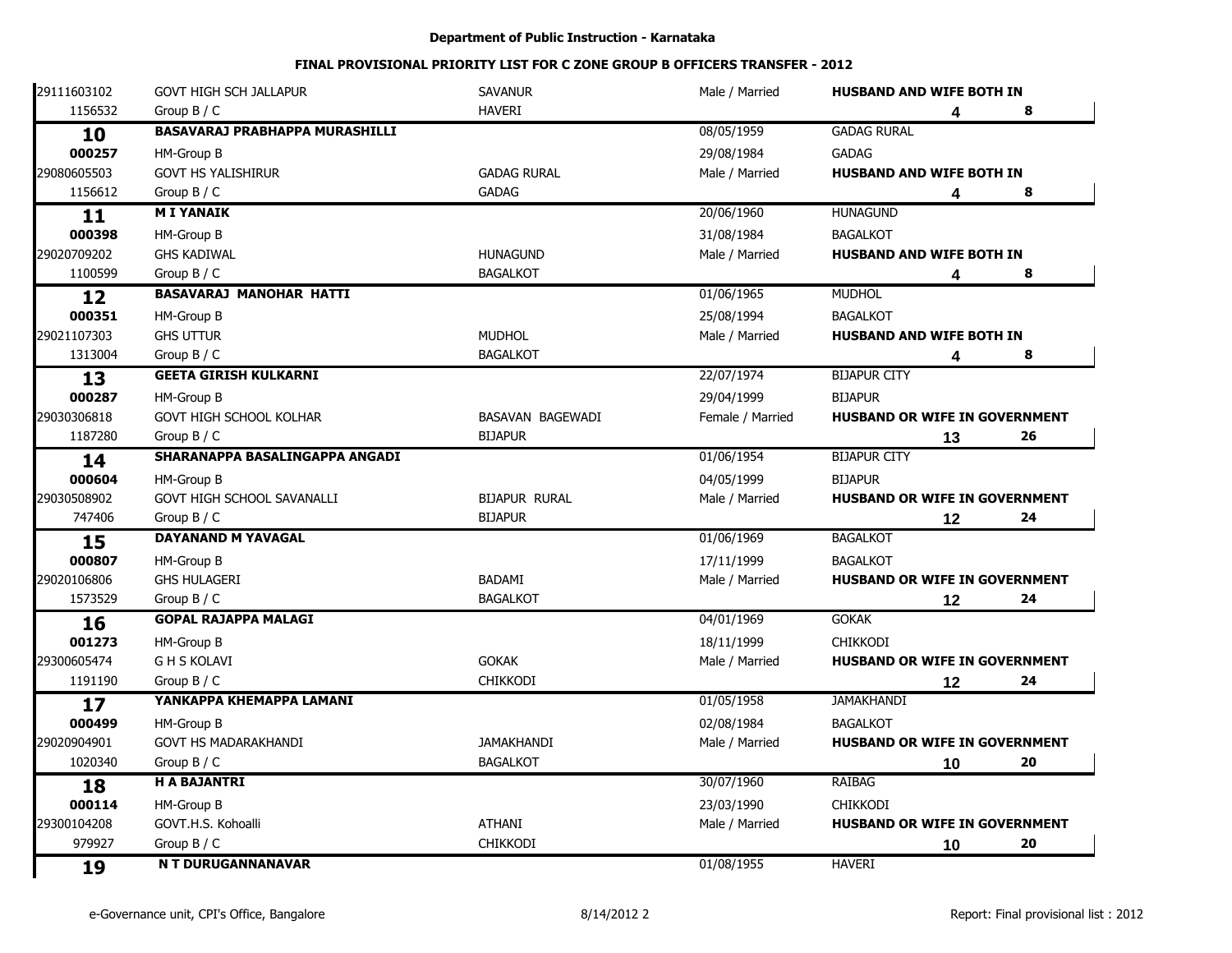**Department of Public Instruction - Karnataka**

**FINAL PROVISIONAL PRIORITY LIST FOR C ZONE GROUP B OFFICERS TRANSFER - 2012**

| | | | | | | |
|---|---|---|---|---|---|---|
| 29111603102 | GOVT HIGH SCH JALLAPUR | SAVANUR | Male / Married | **HUSBAND AND WIFE BOTH IN** | | |
| 1156532 | Group B / C | HAVERI | | | **4** | **8** |
| **10** | **BASAVARAJ PRABHAPPA MURASHILLI** | | 08/05/1959 | GADAG RURAL | | |
| **000257** | HM-Group B | | 29/08/1984 | GADAG | | |
| 29080605503 | GOVT HS YALISHIRUR | GADAG RURAL | Male / Married | **HUSBAND AND WIFE BOTH IN** | | |
| 1156612 | Group B / C | GADAG | | | **4** | **8** |
| **11** | **M I YANAIK** | | 20/06/1960 | HUNAGUND | | |
| **000398** | HM-Group B | | 31/08/1984 | BAGALKOT | | |
| 29020709202 | GHS KADIWAL | HUNAGUND | Male / Married | **HUSBAND AND WIFE BOTH IN** | | |
| 1100599 | Group B / C | BAGALKOT | | | **4** | **8** |
| **12** | **BASAVARAJ MANOHAR HATTI** | | 01/06/1965 | MUDHOL | | |
| **000351** | HM-Group B | | 25/08/1994 | BAGALKOT | | |
| 29021107303 | GHS UTTUR | MUDHOL | Male / Married | **HUSBAND AND WIFE BOTH IN** | | |
| 1313004 | Group B / C | BAGALKOT | | | **4** | **8** |
| **13** | **GEETA GIRISH KULKARNI** | | 22/07/1974 | BIJAPUR CITY | | |
| **000287** | HM-Group B | | 29/04/1999 | BIJAPUR | | |
| 29030306818 | GOVT HIGH SCHOOL KOLHAR | BASAVAN BAGEWADI | Female / Married | **HUSBAND OR WIFE IN GOVERNMENT** | | |
| 1187280 | Group B / C | BIJAPUR | | | **13** | **26** |
| **14** | **SHARANAPPA BASALINGAPPA ANGADI** | | 01/06/1954 | BIJAPUR CITY | | |
| **000604** | HM-Group B | | 04/05/1999 | BIJAPUR | | |
| 29030508902 | GOVT HIGH SCHOOL SAVANALLI | BIJAPUR RURAL | Male / Married | **HUSBAND OR WIFE IN GOVERNMENT** | | |
| 747406 | Group B / C | BIJAPUR | | | **12** | **24** |
| **15** | **DAYANAND M YAVAGAL** | | 01/06/1969 | BAGALKOT | | |
| **000807** | HM-Group B | | 17/11/1999 | BAGALKOT | | |
| 29020106806 | GHS HULAGERI | BADAMI | Male / Married | **HUSBAND OR WIFE IN GOVERNMENT** | | |
| 1573529 | Group B / C | BAGALKOT | | | **12** | **24** |
| **16** | **GOPAL RAJAPPA MALAGI** | | 04/01/1969 | GOKAK | | |
| **001273** | HM-Group B | | 18/11/1999 | CHIKKODI | | |
| 29300605474 | G H S KOLAVI | GOKAK | Male / Married | **HUSBAND OR WIFE IN GOVERNMENT** | | |
| 1191190 | Group B / C | CHIKKODI | | | **12** | **24** |
| **17** | **YANKAPPA KHEMAPPA LAMANI** | | 01/05/1958 | JAMAKHANDI | | |
| **000499** | HM-Group B | | 02/08/1984 | BAGALKOT | | |
| 29020904901 | GOVT HS MADARAKHANDI | JAMAKHANDI | Male / Married | **HUSBAND OR WIFE IN GOVERNMENT** | | |
| 1020340 | Group B / C | BAGALKOT | | | **10** | **20** |
| **18** | **H A BAJANTRI** | | 30/07/1960 | RAIBAG | | |
| **000114** | HM-Group B | | 23/03/1990 | CHIKKODI | | |
| 29300104208 | GOVT.H.S. Kohoalli | ATHANI | Male / Married | **HUSBAND OR WIFE IN GOVERNMENT** | | |
| 979927 | Group B / C | CHIKKODI | | | **10** | **20** |
| **19** | **N T DURUGANNANAVAR** | | 01/08/1955 | HAVERI | | |

e-Governance unit, CPI's Office, Bangalore 8/14/2012 2 Report: Final provisional list : 2012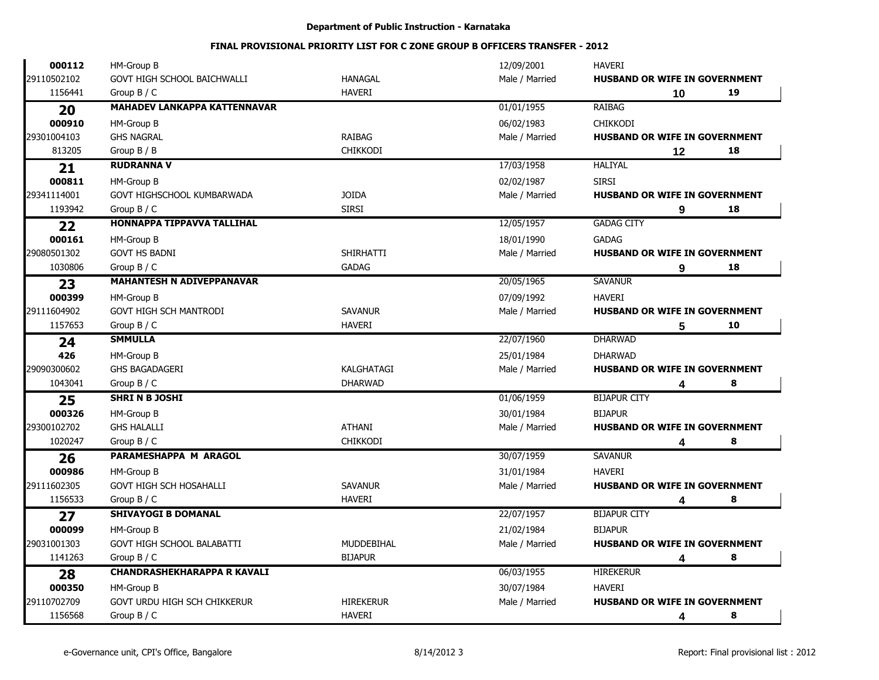**Department of Public Instruction - Karnataka**

**FINAL PROVISIONAL PRIORITY LIST FOR C ZONE GROUP B OFFICERS TRANSFER - 2012**

| | | | | | | |
|---|---|---|---|---|---|---|
| **000112** | HM-Group B | | 12/09/2001 | HAVERI | | |
| 29110502102 | GOVT HIGH SCHOOL BAICHWALLI | HANAGAL | Male / Married | **HUSBAND OR WIFE IN GOVERNMENT** | | |
| 1156441 | Group B / C | HAVERI | | | **10** | **19** |
| **20** | **MAHADEV LANKAPPA KATTENNAVAR** | | 01/01/1955 | RAIBAG | | |
| **000910** | HM-Group B | | 06/02/1983 | CHIKKODI | | |
| 29301004103 | GHS NAGRAL | RAIBAG | Male / Married | **HUSBAND OR WIFE IN GOVERNMENT** | | |
| 813205 | Group B / B | CHIKKODI | | | **12** | **18** |
| **21** | **RUDRANNA V** | | 17/03/1958 | HALIYAL | | |
| **000811** | HM-Group B | | 02/02/1987 | SIRSI | | |
| 29341114001 | GOVT HIGHSCHOOL KUMBARWADA | JOIDA | Male / Married | **HUSBAND OR WIFE IN GOVERNMENT** | | |
| 1193942 | Group B / C | SIRSI | | | **9** | **18** |
| **22** | **HONNAPPA TIPPAVVA TALLIHAL** | | 12/05/1957 | GADAG CITY | | |
| **000161** | HM-Group B | | 18/01/1990 | GADAG | | |
| 29080501302 | GOVT HS BADNI | SHIRHATTI | Male / Married | **HUSBAND OR WIFE IN GOVERNMENT** | | |
| 1030806 | Group B / C | GADAG | | | **9** | **18** |
| **23** | **MAHANTESH N ADIVEPPANAVAR** | | 20/05/1965 | SAVANUR | | |
| **000399** | HM-Group B | | 07/09/1992 | HAVERI | | |
| 29111604902 | GOVT HIGH SCH MANTRODI | SAVANUR | Male / Married | **HUSBAND OR WIFE IN GOVERNMENT** | | |
| 1157653 | Group B / C | HAVERI | | | **5** | **10** |
| **24** | **SMMULLA** | | 22/07/1960 | DHARWAD | | |
| **426** | HM-Group B | | 25/01/1984 | DHARWAD | | |
| 29090300602 | GHS BAGADAGERI | KALGHATAGI | Male / Married | **HUSBAND OR WIFE IN GOVERNMENT** | | |
| 1043041 | Group B / C | DHARWAD | | | **4** | **8** |
| **25** | **SHRI N B JOSHI** | | 01/06/1959 | BIJAPUR CITY | | |
| **000326** | HM-Group B | | 30/01/1984 | BIJAPUR | | |
| 29300102702 | GHS HALALLI | ATHANI | Male / Married | **HUSBAND OR WIFE IN GOVERNMENT** | | |
| 1020247 | Group B / C | CHIKKODI | | | **4** | **8** |
| **26** | **PARAMESHAPPA M ARAGOL** | | 30/07/1959 | SAVANUR | | |
| **000986** | HM-Group B | | 31/01/1984 | HAVERI | | |
| 29111602305 | GOVT HIGH SCH HOSAHALLI | SAVANUR | Male / Married | **HUSBAND OR WIFE IN GOVERNMENT** | | |
| 1156533 | Group B / C | HAVERI | | | **4** | **8** |
| **27** | **SHIVAYOGI B DOMANAL** | | 22/07/1957 | BIJAPUR CITY | | |
| **000099** | HM-Group B | | 21/02/1984 | BIJAPUR | | |
| 29031001303 | GOVT HIGH SCHOOL BALABATTI | MUDDEBIHAL | Male / Married | **HUSBAND OR WIFE IN GOVERNMENT** | | |
| 1141263 | Group B / C | BIJAPUR | | | **4** | **8** |
| **28** | **CHANDRASHEKHARAPPA R KAVALI** | | 06/03/1955 | HIREKERUR | | |
| **000350** | HM-Group B | | 30/07/1984 | HAVERI | | |
| 29110702709 | GOVT URDU HIGH SCH CHIKKERUR | HIREKERUR | Male / Married | **HUSBAND OR WIFE IN GOVERNMENT** | | |
| 1156568 | Group B / C | HAVERI | | | **4** | **8** |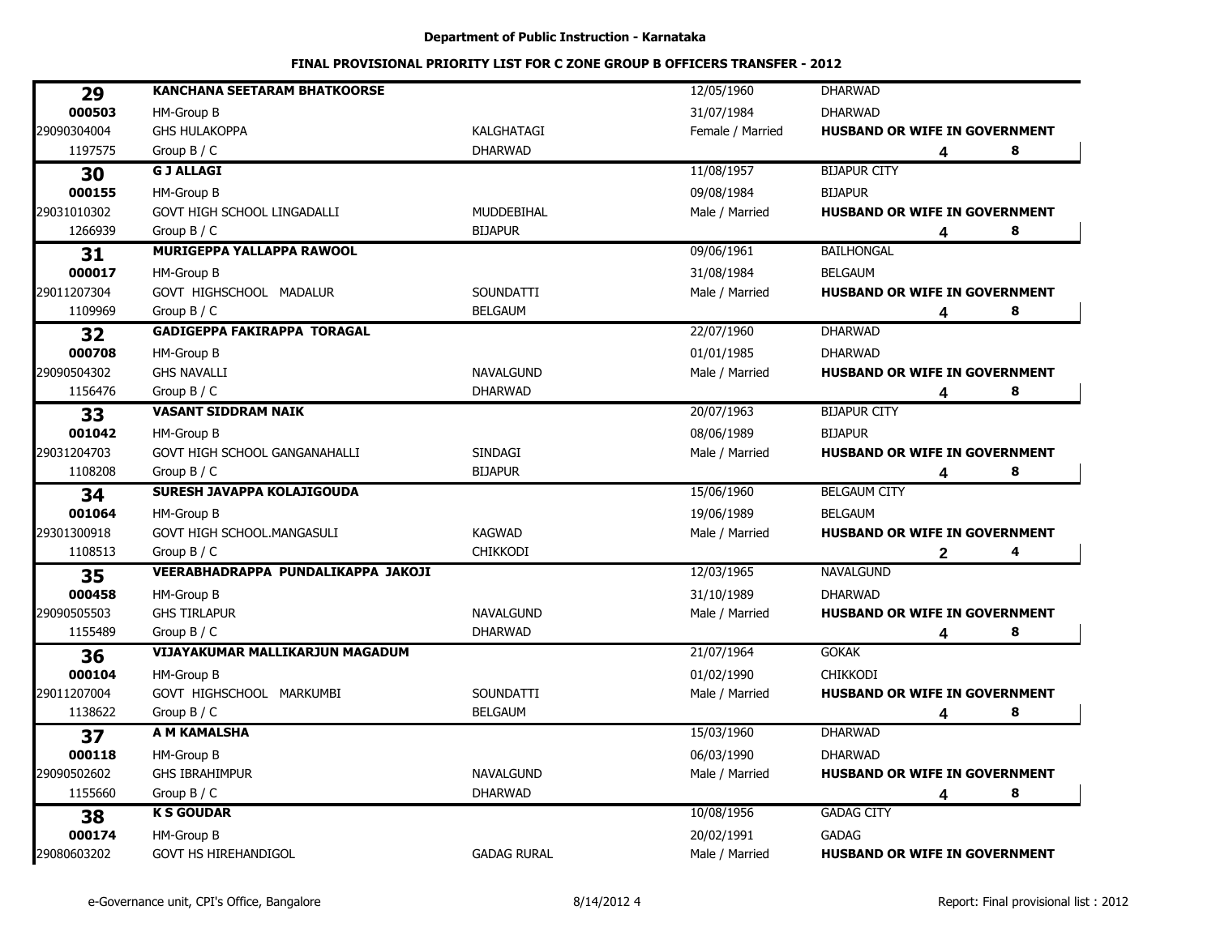**Department of Public Instruction - Karnataka**

**FINAL PROVISIONAL PRIORITY LIST FOR C ZONE GROUP B OFFICERS TRANSFER - 2012**

| | | | | | | |
|---|---|---|---|---|---|---|
| **29** | **KANCHANA SEETARAM BHATKOORSE** | | 12/05/1960 | DHARWAD | | |
| **000503** | HM-Group B | | 31/07/1984 | DHARWAD | | |
| 29090304004 | GHS HULAKOPPA | KALGHATAGI | Female / Married | **HUSBAND OR WIFE IN GOVERNMENT** | | |
| 1197575 | Group B / C | DHARWAD | | | **4** | **8** |
| **30** | **G J ALLAGI** | | 11/08/1957 | BIJAPUR CITY | | |
| **000155** | HM-Group B | | 09/08/1984 | BIJAPUR | | |
| 29031010302 | GOVT HIGH SCHOOL LINGADALLI | MUDDEBIHAL | Male / Married | **HUSBAND OR WIFE IN GOVERNMENT** | | |
| 1266939 | Group B / C | BIJAPUR | | | **4** | **8** |
| **31** | **MURIGEPPA YALLAPPA RAWOOL** | | 09/06/1961 | BAILHONGAL | | |
| **000017** | HM-Group B | | 31/08/1984 | BELGAUM | | |
| 29011207304 | GOVT HIGHSCHOOL MADALUR | SOUNDATTI | Male / Married | **HUSBAND OR WIFE IN GOVERNMENT** | | |
| 1109969 | Group B / C | BELGAUM | | | **4** | **8** |
| **32** | **GADIGEPPA FAKIRAPPA TORAGAL** | | 22/07/1960 | DHARWAD | | |
| **000708** | HM-Group B | | 01/01/1985 | DHARWAD | | |
| 29090504302 | GHS NAVALLI | NAVALGUND | Male / Married | **HUSBAND OR WIFE IN GOVERNMENT** | | |
| 1156476 | Group B / C | DHARWAD | | | **4** | **8** |
| **33** | **VASANT SIDDRAM NAIK** | | 20/07/1963 | BIJAPUR CITY | | |
| **001042** | HM-Group B | | 08/06/1989 | BIJAPUR | | |
| 29031204703 | GOVT HIGH SCHOOL GANGANAHALLI | SINDAGI | Male / Married | **HUSBAND OR WIFE IN GOVERNMENT** | | |
| 1108208 | Group B / C | BIJAPUR | | | **4** | **8** |
| **34** | **SURESH JAVAPPA KOLAJIGOUDA** | | 15/06/1960 | BELGAUM CITY | | |
| **001064** | HM-Group B | | 19/06/1989 | BELGAUM | | |
| 29301300918 | GOVT HIGH SCHOOL.MANGASULI | KAGWAD | Male / Married | **HUSBAND OR WIFE IN GOVERNMENT** | | |
| 1108513 | Group B / C | CHIKKODI | | | **2** | **4** |
| **35** | **VEERABHADRAPPA PUNDALIKAPPA JAKOJI** | | 12/03/1965 | NAVALGUND | | |
| **000458** | HM-Group B | | 31/10/1989 | DHARWAD | | |
| 29090505503 | GHS TIRLAPUR | NAVALGUND | Male / Married | **HUSBAND OR WIFE IN GOVERNMENT** | | |
| 1155489 | Group B / C | DHARWAD | | | **4** | **8** |
| **36** | **VIJAYAKUMAR MALLIKARJUN MAGADUM** | | 21/07/1964 | GOKAK | | |
| **000104** | HM-Group B | | 01/02/1990 | CHIKKODI | | |
| 29011207004 | GOVT HIGHSCHOOL MARKUMBI | SOUNDATTI | Male / Married | **HUSBAND OR WIFE IN GOVERNMENT** | | |
| 1138622 | Group B / C | BELGAUM | | | **4** | **8** |
| **37** | **A M KAMALSHA** | | 15/03/1960 | DHARWAD | | |
| **000118** | HM-Group B | | 06/03/1990 | DHARWAD | | |
| 29090502602 | GHS IBRAHIMPUR | NAVALGUND | Male / Married | **HUSBAND OR WIFE IN GOVERNMENT** | | |
| 1155660 | Group B / C | DHARWAD | | | **4** | **8** |
| **38** | **K S GOUDAR** | | 10/08/1956 | GADAG CITY | | |
| **000174** | HM-Group B | | 20/02/1991 | GADAG | | |
| 29080603202 | GOVT HS HIREHANDIGOL | GADAG RURAL | Male / Married | **HUSBAND OR WIFE IN GOVERNMENT** | | |

e-Governance unit, CPI's Office, Bangalore | 8/14/2012 | Report: Final provisional list : 2012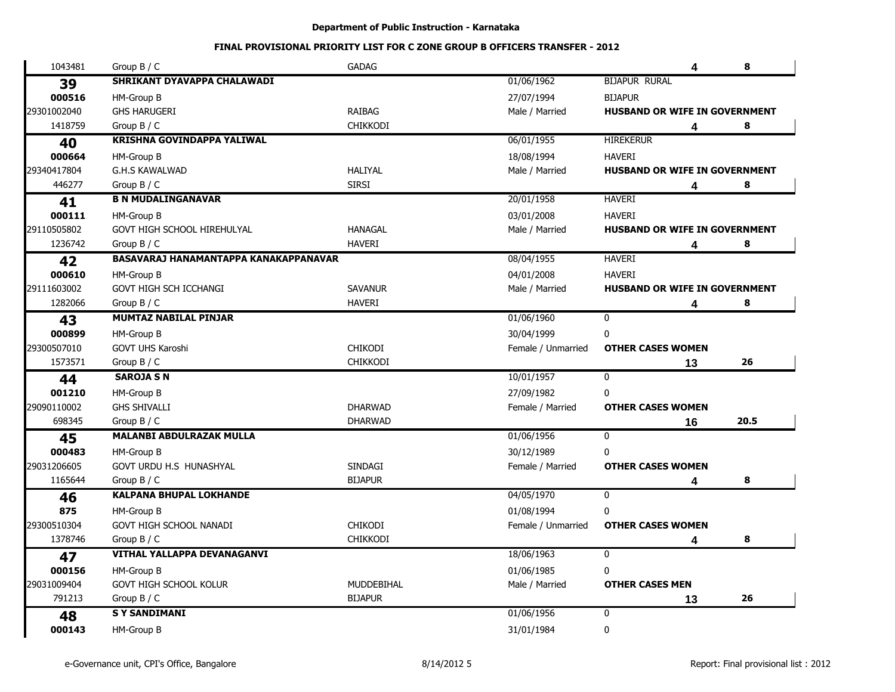**Department of Public Instruction - Karnataka**

**FINAL PROVISIONAL PRIORITY LIST FOR C ZONE GROUP B OFFICERS TRANSFER - 2012**

| | | | | | | |
|---|---|---|---|---|---|---|
| 1043481 | Group B / C | GADAG | | | 4 | 8 |
| **39** | **SHRIKANT DYAVAPPA CHALAWADI** | | 01/06/1962 | BIJAPUR RURAL | | |
| **000516** | HM-Group B | | 27/07/1994 | BIJAPUR | | |
| 29301002040 | GHS HARUGERI | RAIBAG | Male / Married | **HUSBAND OR WIFE IN GOVERNMENT** | | |
| 1418759 | Group B / C | CHIKKODI | | | 4 | 8 |
| **40** | **KRISHNA GOVINDAPPA YALIWAL** | | 06/01/1955 | HIREKERUR | | |
| **000664** | HM-Group B | | 18/08/1994 | HAVERI | | |
| 29340417804 | G.H.S KAWALWAD | HALIYAL | Male / Married | **HUSBAND OR WIFE IN GOVERNMENT** | | |
| 446277 | Group B / C | SIRSI | | | 4 | 8 |
| **41** | **B N MUDALINGANAVAR** | | 20/01/1958 | HAVERI | | |
| **000111** | HM-Group B | | 03/01/2008 | HAVERI | | |
| 29110505802 | GOVT HIGH SCHOOL HIREHULYAL | HANAGAL | Male / Married | **HUSBAND OR WIFE IN GOVERNMENT** | | |
| 1236742 | Group B / C | HAVERI | | | 4 | 8 |
| **42** | **BASAVARAJ HANAMANTAPPA KANAKAPPANAVAR** | | 08/04/1955 | HAVERI | | |
| **000610** | HM-Group B | | 04/01/2008 | HAVERI | | |
| 29111603002 | GOVT HIGH SCH ICCHANGI | SAVANUR | Male / Married | **HUSBAND OR WIFE IN GOVERNMENT** | | |
| 1282066 | Group B / C | HAVERI | | | 4 | 8 |
| **43** | **MUMTAZ NABILAL PINJAR** | | 01/06/1960 | 0 | | |
| **000899** | HM-Group B | | 30/04/1999 | 0 | | |
| 29300507010 | GOVT UHS Karoshi | CHIKODI | Female / Unmarried | **OTHER CASES WOMEN** | | |
| 1573571 | Group B / C | CHIKKODI | | | 13 | 26 |
| **44** | **SAROJA S N** | | 10/01/1957 | 0 | | |
| **001210** | HM-Group B | | 27/09/1982 | 0 | | |
| 29090110002 | GHS SHIVALLI | DHARWAD | Female / Married | **OTHER CASES WOMEN** | | |
| 698345 | Group B / C | DHARWAD | | | 16 | 20.5 |
| **45** | **MALANBI ABDULRAZAK MULLA** | | 01/06/1956 | 0 | | |
| **000483** | HM-Group B | | 30/12/1989 | 0 | | |
| 29031206605 | GOVT URDU H.S HUNASHYAL | SINDAGI | Female / Married | **OTHER CASES WOMEN** | | |
| 1165644 | Group B / C | BIJAPUR | | | 4 | 8 |
| **46** | **KALPANA BHUPAL LOKHANDE** | | 04/05/1970 | 0 | | |
| **875** | HM-Group B | | 01/08/1994 | 0 | | |
| 29300510304 | GOVT HIGH SCHOOL NANADI | CHIKODI | Female / Unmarried | **OTHER CASES WOMEN** | | |
| 1378746 | Group B / C | CHIKKODI | | | 4 | 8 |
| **47** | **VITHAL YALLAPPA DEVANAGANVI** | | 18/06/1963 | 0 | | |
| **000156** | HM-Group B | | 01/06/1985 | 0 | | |
| 29031009404 | GOVT HIGH SCHOOL KOLUR | MUDDEBIHAL | Male / Married | **OTHER CASES MEN** | | |
| 791213 | Group B / C | BIJAPUR | | | 13 | 26 |
| **48** | **S Y SANDIMANI** | | 01/06/1956 | 0 | | |
| **000143** | HM-Group B | | 31/01/1984 | 0 | | |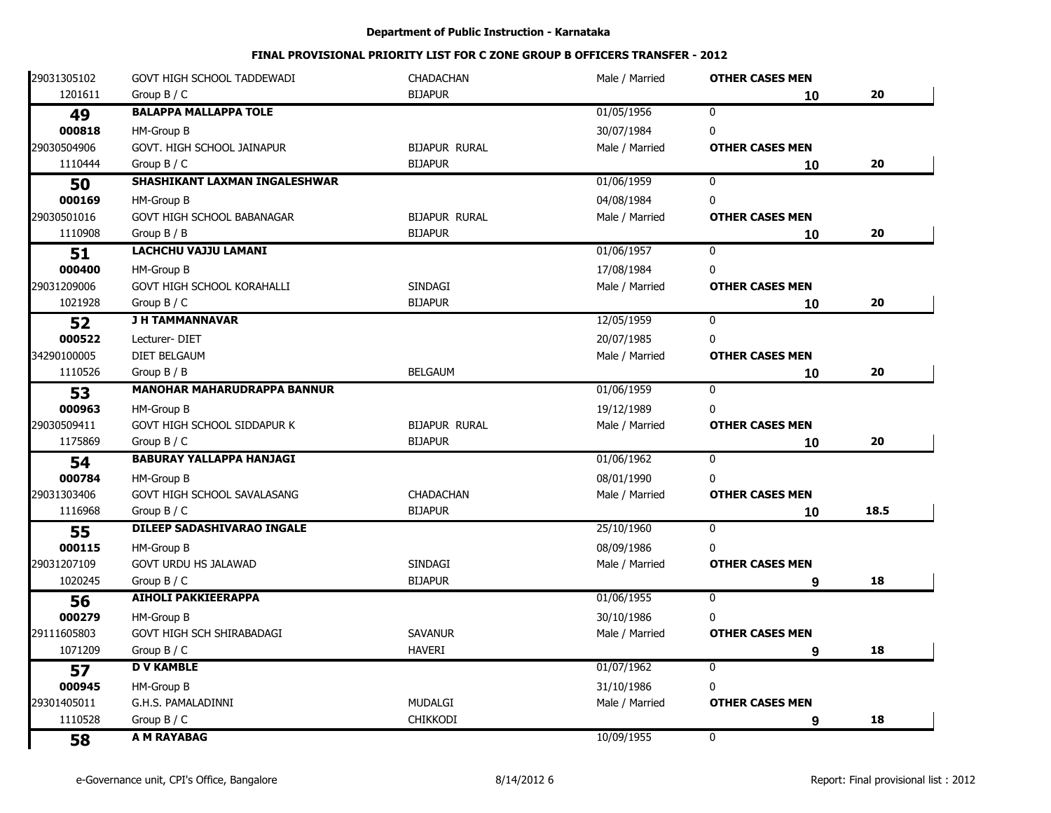**Department of Public Instruction - Karnataka**

**FINAL PROVISIONAL PRIORITY LIST FOR C ZONE GROUP B OFFICERS TRANSFER - 2012**

| | | | | | |
|---|---|---|---|---|---|
| 29031305102 | GOVT HIGH SCHOOL TADDEWADI | CHADACHAN | Male / Married | **OTHER CASES MEN** | |
| 1201611 | Group B / C | BIJAPUR | | **10** | **20** |
| **49** | **BALAPPA MALLAPPA TOLE** | | 01/05/1956 | 0 | |
| **000818** | HM-Group B | | 30/07/1984 | 0 | |
| 29030504906 | GOVT. HIGH SCHOOL JAINAPUR | BIJAPUR RURAL | Male / Married | **OTHER CASES MEN** | |
| 1110444 | Group B / C | BIJAPUR | | **10** | **20** |
| **50** | **SHASHIKANT LAXMAN INGALESHWAR** | | 01/06/1959 | 0 | |
| **000169** | HM-Group B | | 04/08/1984 | 0 | |
| 29030501016 | GOVT HIGH SCHOOL BABANAGAR | BIJAPUR RURAL | Male / Married | **OTHER CASES MEN** | |
| 1110908 | Group B / B | BIJAPUR | | **10** | **20** |
| **51** | **LACHCHU VAJJU LAMANI** | | 01/06/1957 | 0 | |
| **000400** | HM-Group B | | 17/08/1984 | 0 | |
| 29031209006 | GOVT HIGH SCHOOL KORAHALLI | SINDAGI | Male / Married | **OTHER CASES MEN** | |
| 1021928 | Group B / C | BIJAPUR | | **10** | **20** |
| **52** | **J H TAMMANNAVAR** | | 12/05/1959 | 0 | |
| **000522** | Lecturer- DIET | | 20/07/1985 | 0 | |
| 34290100005 | DIET BELGAUM | | Male / Married | **OTHER CASES MEN** | |
| 1110526 | Group B / B | BELGAUM | | **10** | **20** |
| **53** | **MANOHAR MAHARUDRAPPA BANNUR** | | 01/06/1959 | 0 | |
| **000963** | HM-Group B | | 19/12/1989 | 0 | |
| 29030509411 | GOVT HIGH SCHOOL SIDDAPUR K | BIJAPUR RURAL | Male / Married | **OTHER CASES MEN** | |
| 1175869 | Group B / C | BIJAPUR | | **10** | **20** |
| **54** | **BABURAY YALLAPPA HANJAGI** | | 01/06/1962 | 0 | |
| **000784** | HM-Group B | | 08/01/1990 | 0 | |
| 29031303406 | GOVT HIGH SCHOOL SAVALASANG | CHADACHAN | Male / Married | **OTHER CASES MEN** | |
| 1116968 | Group B / C | BIJAPUR | | **10** | **18.5** |
| **55** | **DILEEP SADASHIVARAO INGALE** | | 25/10/1960 | 0 | |
| **000115** | HM-Group B | | 08/09/1986 | 0 | |
| 29031207109 | GOVT URDU HS JALAWAD | SINDAGI | Male / Married | **OTHER CASES MEN** | |
| 1020245 | Group B / C | BIJAPUR | | **9** | **18** |
| **56** | **AIHOLI PAKKIEERAPPA** | | 01/06/1955 | 0 | |
| **000279** | HM-Group B | | 30/10/1986 | 0 | |
| 29111605803 | GOVT HIGH SCH SHIRABADAGI | SAVANUR | Male / Married | **OTHER CASES MEN** | |
| 1071209 | Group B / C | HAVERI | | **9** | **18** |
| **57** | **D V KAMBLE** | | 01/07/1962 | 0 | |
| **000945** | HM-Group B | | 31/10/1986 | 0 | |
| 29301405011 | G.H.S. PAMALADINNI | MUDALGI | Male / Married | **OTHER CASES MEN** | |
| 1110528 | Group B / C | CHIKKODI | | **9** | **18** |
| **58** | **A M RAYABAG** | | 10/09/1955 | 0 | |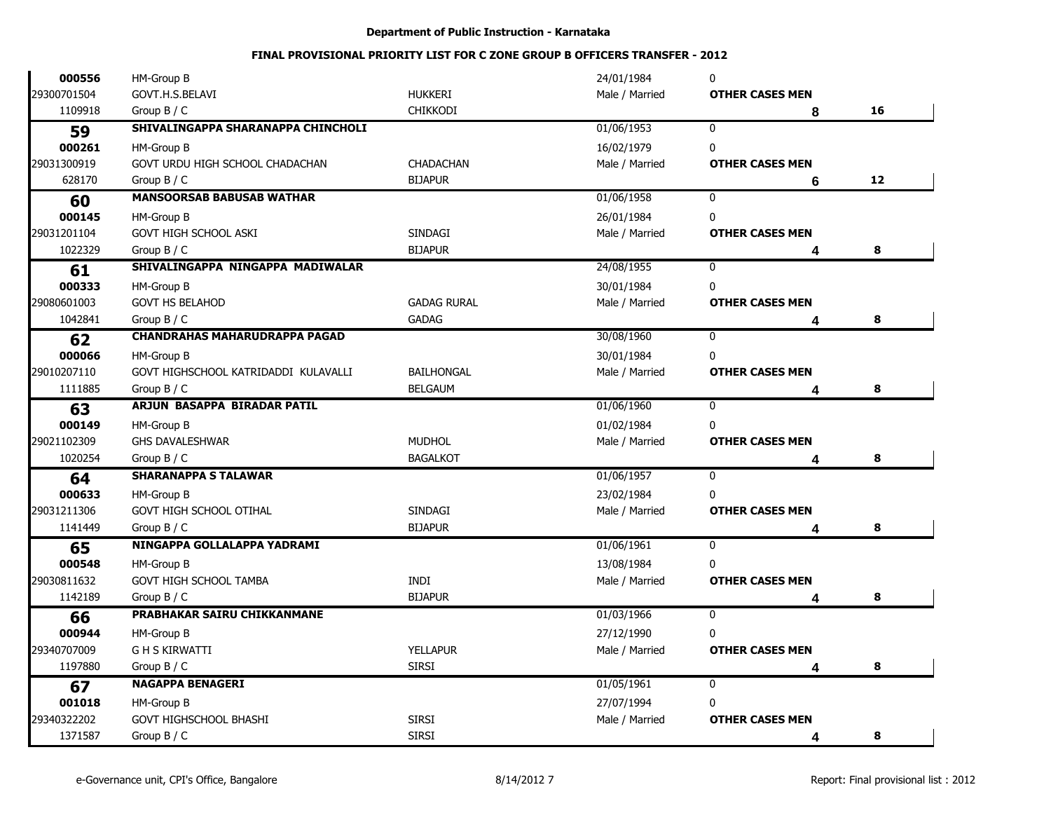**Department of Public Instruction - Karnataka**

**FINAL PROVISIONAL PRIORITY LIST FOR C ZONE GROUP B OFFICERS TRANSFER - 2012**

| | | | | | |
|---|---|---|---|---|---|
| **000556** | HM-Group B | | 24/01/1984 | 0 | |
| 29300701504 | GOVT.H.S.BELAVI | HUKKERI | Male / Married | **OTHER CASES MEN** | |
| 1109918 | Group B / C | CHIKKODI | | **8** | **16** |
| **59** | **SHIVALINGAPPA SHARANAPPA CHINCHOLI** | | 01/06/1953 | 0 | |
| **000261** | HM-Group B | | 16/02/1979 | 0 | |
| 29031300919 | GOVT URDU HIGH SCHOOL CHADACHAN | CHADACHAN | Male / Married | **OTHER CASES MEN** | |
| 628170 | Group B / C | BIJAPUR | | **6** | **12** |
| **60** | **MANSOORSAB BABUSAB WATHAR** | | 01/06/1958 | 0 | |
| **000145** | HM-Group B | | 26/01/1984 | 0 | |
| 29031201104 | GOVT HIGH SCHOOL ASKI | SINDAGI | Male / Married | **OTHER CASES MEN** | |
| 1022329 | Group B / C | BIJAPUR | | **4** | **8** |
| **61** | **SHIVALINGAPPA NINGAPPA MADIWALAR** | | 24/08/1955 | 0 | |
| **000333** | HM-Group B | | 30/01/1984 | 0 | |
| 29080601003 | GOVT HS BELAHOD | GADAG RURAL | Male / Married | **OTHER CASES MEN** | |
| 1042841 | Group B / C | GADAG | | **4** | **8** |
| **62** | **CHANDRAHAS MAHARUDRAPPA PAGAD** | | 30/08/1960 | 0 | |
| **000066** | HM-Group B | | 30/01/1984 | 0 | |
| 29010207110 | GOVT HIGHSCHOOL KATRIDADDI KULAVALLI | BAILHONGAL | Male / Married | **OTHER CASES MEN** | |
| 1111885 | Group B / C | BELGAUM | | **4** | **8** |
| **63** | **ARJUN BASAPPA BIRADAR PATIL** | | 01/06/1960 | 0 | |
| **000149** | HM-Group B | | 01/02/1984 | 0 | |
| 29021102309 | GHS DAVALESHWAR | MUDHOL | Male / Married | **OTHER CASES MEN** | |
| 1020254 | Group B / C | BAGALKOT | | **4** | **8** |
| **64** | **SHARANAPPA S TALAWAR** | | 01/06/1957 | 0 | |
| **000633** | HM-Group B | | 23/02/1984 | 0 | |
| 29031211306 | GOVT HIGH SCHOOL OTIHAL | SINDAGI | Male / Married | **OTHER CASES MEN** | |
| 1141449 | Group B / C | BIJAPUR | | **4** | **8** |
| **65** | **NINGAPPA GOLLALAPPA YADRAMI** | | 01/06/1961 | 0 | |
| **000548** | HM-Group B | | 13/08/1984 | 0 | |
| 29030811632 | GOVT HIGH SCHOOL TAMBA | INDI | Male / Married | **OTHER CASES MEN** | |
| 1142189 | Group B / C | BIJAPUR | | **4** | **8** |
| **66** | **PRABHAKAR SAIRU CHIKKANMANE** | | 01/03/1966 | 0 | |
| **000944** | HM-Group B | | 27/12/1990 | 0 | |
| 29340707009 | G H S KIRWATTI | YELLAPUR | Male / Married | **OTHER CASES MEN** | |
| 1197880 | Group B / C | SIRSI | | **4** | **8** |
| **67** | **NAGAPPA BENAGERI** | | 01/05/1961 | 0 | |
| **001018** | HM-Group B | | 27/07/1994 | 0 | |
| 29340322202 | GOVT HIGHSCHOOL BHASHI | SIRSI | Male / Married | **OTHER CASES MEN** | |
| 1371587 | Group B / C | SIRSI | | **4** | **8** |

e-Governance unit, CPI's Office, Bangalore | 8/14/2012 | Report: Final provisional list : 2012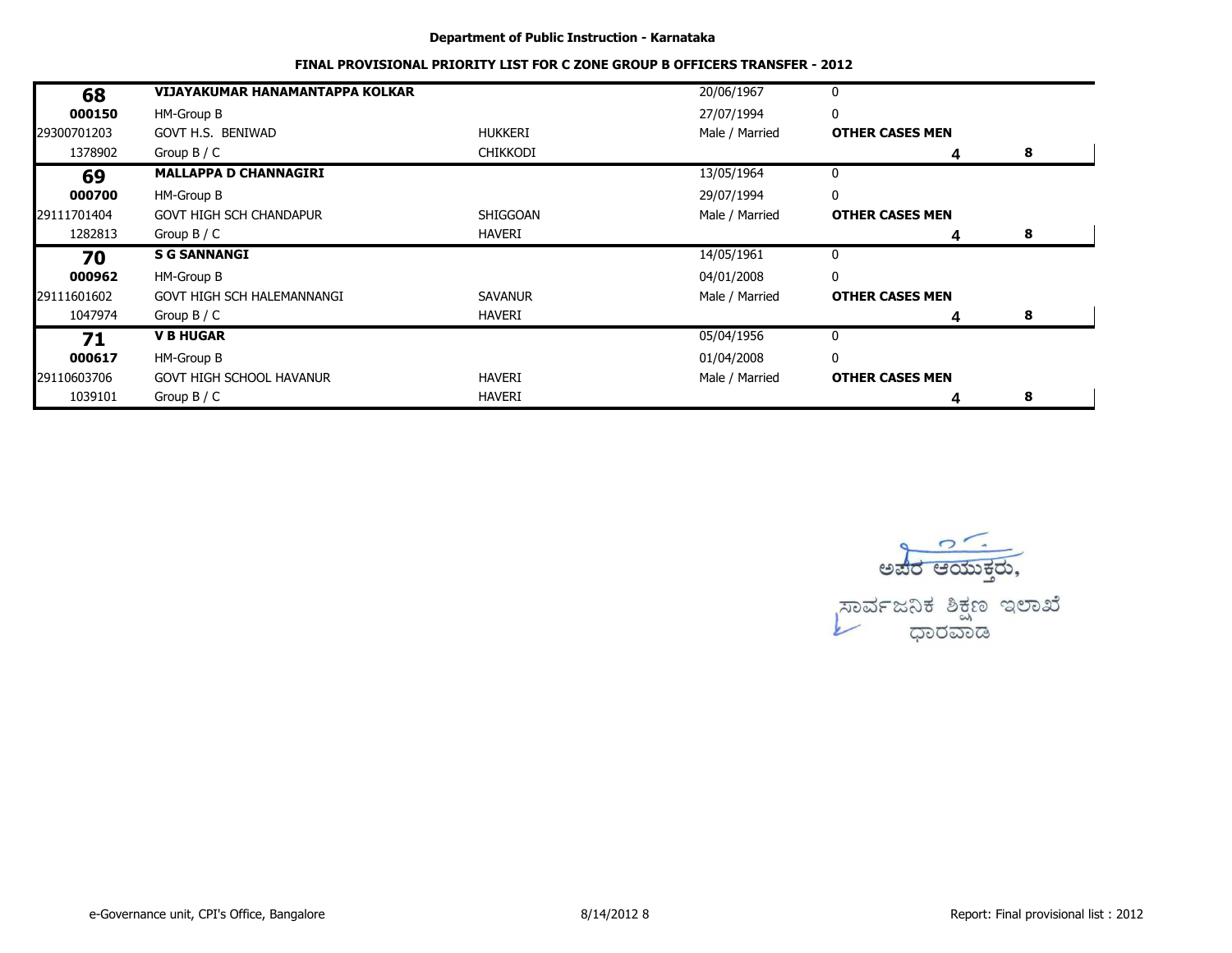**Department of Public Instruction - Karnataka**

**FINAL PROVISIONAL PRIORITY LIST FOR C ZONE GROUP B OFFICERS TRANSFER - 2012**

| | | | | | |
|---|---|---|---|---|---|
| **68** | **VIJAYAKUMAR HANAMANTAPPA KOLKAR** | | 20/06/1967 | 0 | |
| **000150** | HM-Group B | | 27/07/1994 | 0 | |
| 29300701203 | GOVT H.S. BENIWAD | HUKKERI | Male / Married | **OTHER CASES MEN** | |
| 1378902 | Group B / C | CHIKKODI | | **4** | **8** |
| **69** | **MALLAPPA D CHANNAGIRI** | | 13/05/1964 | 0 | |
| **000700** | HM-Group B | | 29/07/1994 | 0 | |
| 29111701404 | GOVT HIGH SCH CHANDAPUR | SHIGGOAN | Male / Married | **OTHER CASES MEN** | |
| 1282813 | Group B / C | HAVERI | | **4** | **8** |
| **70** | **S G SANNANGI** | | 14/05/1961 | 0 | |
| **000962** | HM-Group B | | 04/01/2008 | 0 | |
| 29111601602 | GOVT HIGH SCH HALEMANNANGI | SAVANUR | Male / Married | **OTHER CASES MEN** | |
| 1047974 | Group B / C | HAVERI | | **4** | **8** |
| **71** | **V B HUGAR** | | 05/04/1956 | 0 | |
| **000617** | HM-Group B | | 01/04/2008 | 0 | |
| 29110603706 | GOVT HIGH SCHOOL HAVANUR | HAVERI | Male / Married | **OTHER CASES MEN** | |
| 1039101 | Group B / C | HAVERI | | **4** | **8** |

ಅಪರ ಆಯುಕ್ತರು,
ಸಾರ್ವಜನಿಕ ಶಿಕ್ಷಣ ಇಲಾಖೆ
ಧಾರವಾಡ

e-Governance unit, CPI's Office, Bangalore 8/14/2012 Report: Final provisional list : 2012